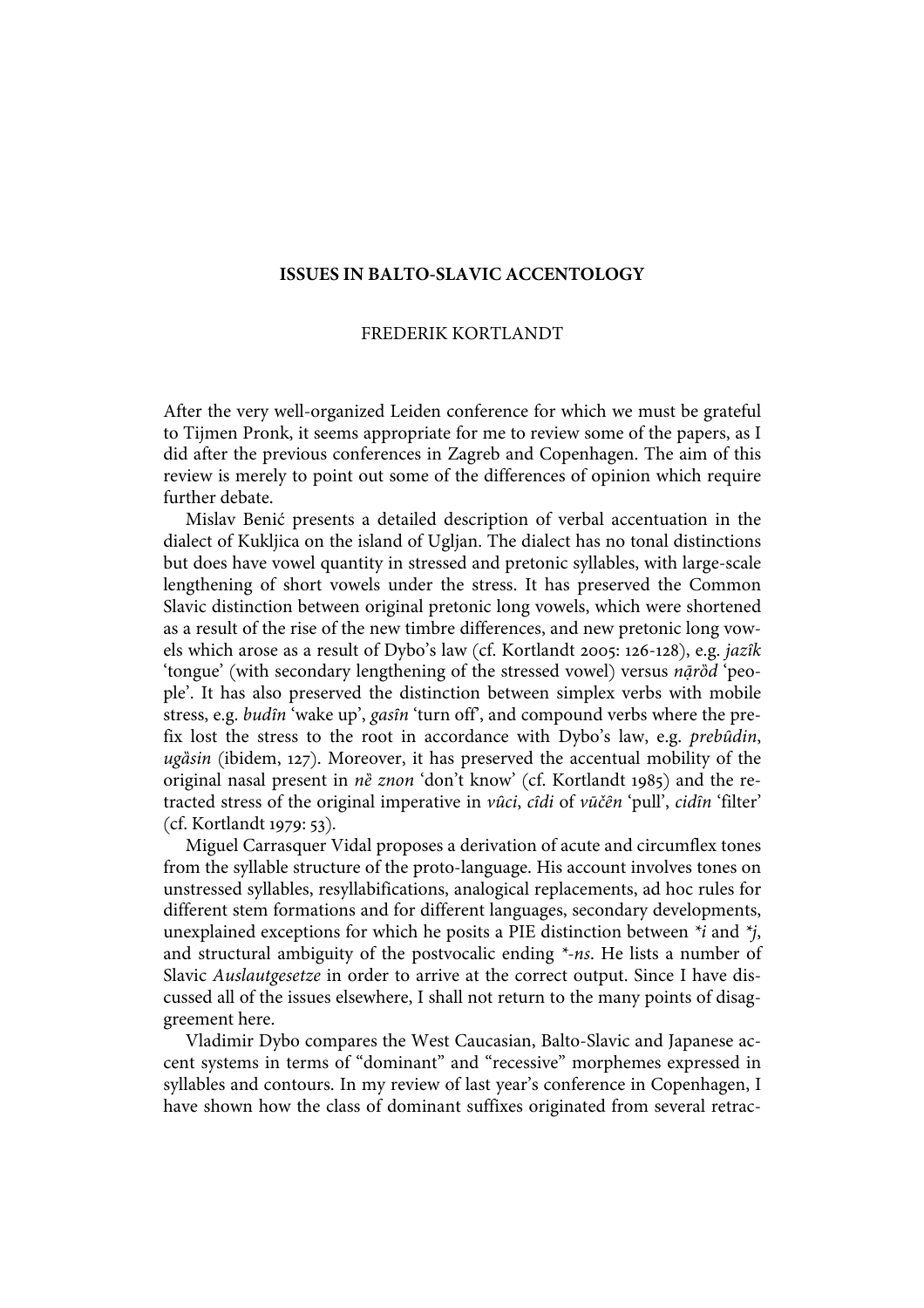# ISSUES IN BALTO-SLAVIC ACCENTOLOGY

FREDERIK KORTLANDT

After the very well-organized Leiden conference for which we must be grateful to Tijmen Pronk, it seems appropriate for me to review some of the papers, as I did after the previous conferences in Zagreb and Copenhagen. The aim of this review is merely to point out some of the differences of opinion which require further debate.

Mislav Benić presents a detailed description of verbal accentuation in the dialect of Kukljica on the island of Ugljan. The dialect has no tonal distinctions but does have vowel quantity in stressed and pretonic syllables, with large-scale lengthening of short vowels under the stress. It has preserved the Common Slavic distinction between original pretonic long vowels, which were shortened as a result of the rise of the new timbre differences, and new pretonic long vowels which arose as a result of Dybo's law (cf. Kortlandt 2005: 126-128), e.g. *jazîk* 'tongue' (with secondary lengthening of the stressed vowel) versus *nạ̄rȍd* 'people'. It has also preserved the distinction between simplex verbs with mobile stress, e.g. *budîn* 'wake up', *gasîn* 'turn off', and compound verbs where the prefix lost the stress to the root in accordance with Dybo's law, e.g. *prebûdin*, *ugàsin* (ibidem, 127). Moreover, it has preserved the accentual mobility of the original nasal present in *nȅ znon* 'don't know' (cf. Kortlandt 1985) and the retracted stress of the original imperative in *vûci*, *cîdi* of *vūčên* 'pull', *cidîn* 'filter' (cf. Kortlandt 1979: 53).

Miguel Carrasquer Vidal proposes a derivation of acute and circumflex tones from the syllable structure of the proto-language. His account involves tones on unstressed syllables, resyllabifications, analogical replacements, ad hoc rules for different stem formations and for different languages, secondary developments, unexplained exceptions for which he posits a PIE distinction between *\*i* and *\*j*, and structural ambiguity of the postvocalic ending *\*-ns*. He lists a number of Slavic *Auslautgesetze* in order to arrive at the correct output. Since I have discussed all of the issues elsewhere, I shall not return to the many points of disaggreement here.

Vladimir Dybo compares the West Caucasian, Balto-Slavic and Japanese accent systems in terms of "dominant" and "recessive" morphemes expressed in syllables and contours. In my review of last year's conference in Copenhagen, I have shown how the class of dominant suffixes originated from several retrac-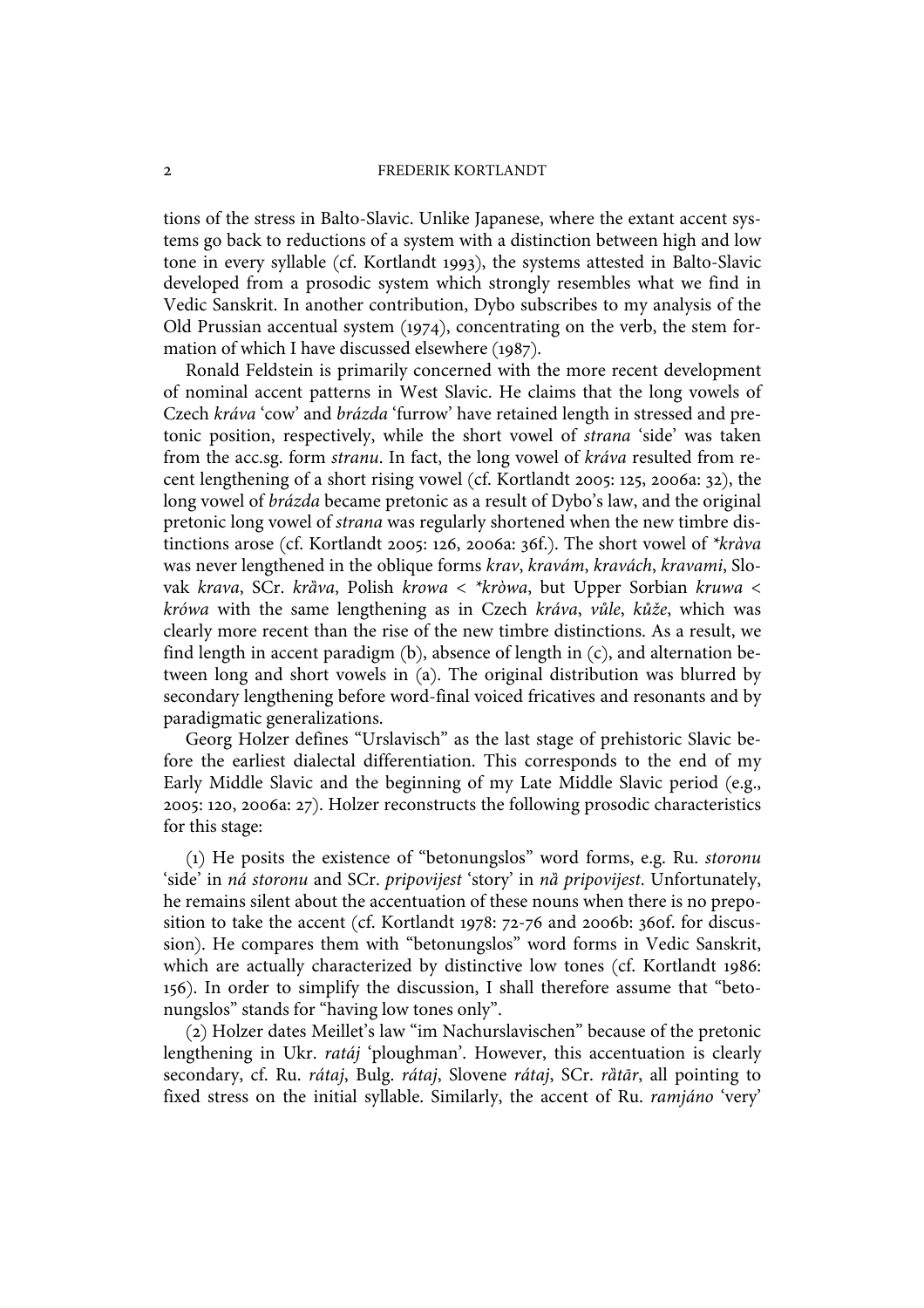tions of the stress in Balto-Slavic. Unlike Japanese, where the extant accent systems go back to reductions of a system with a distinction between high and low tone in every syllable (cf. Kortlandt 1993), the systems attested in Balto-Slavic developed from a prosodic system which strongly resembles what we find in Vedic Sanskrit. In another contribution, Dybo subscribes to my analysis of the Old Prussian accentual system (1974), concentrating on the verb, the stem formation of which I have discussed elsewhere (1987).

Ronald Feldstein is primarily concerned with the more recent development of nominal accent patterns in West Slavic. He claims that the long vowels of Czech *kráva* 'cow' and *brázda* 'furrow' have retained length in stressed and pretonic position, respectively, while the short vowel of *strana* 'side' was taken from the acc.sg. form *stranu*. In fact, the long vowel of *kráva* resulted from recent lengthening of a short rising vowel (cf. Kortlandt 2005: 125, 2006a: 32), the long vowel of *brázda* became pretonic as a result of Dybo's law, and the original pretonic long vowel of *strana* was regularly shortened when the new timbre distinctions arose (cf. Kortlandt 2005: 126, 2006a: 36f.). The short vowel of *\*kràva* was never lengthened in the oblique forms *krav*, *kravám*, *kravách*, *kravami*, Slovak *krava*, SCr. *krȁva*, Polish *krowa* < *\*kròwa*, but Upper Sorbian *kruwa* < *krówa* with the same lengthening as in Czech *kráva*, *vůle*, *kůže*, which was clearly more recent than the rise of the new timbre distinctions. As a result, we find length in accent paradigm (b), absence of length in (c), and alternation between long and short vowels in (a). The original distribution was blurred by secondary lengthening before word-final voiced fricatives and resonants and by paradigmatic generalizations.

Georg Holzer defines "Urslavisch" as the last stage of prehistoric Slavic before the earliest dialectal differentiation. This corresponds to the end of my Early Middle Slavic and the beginning of my Late Middle Slavic period (e.g., 2005: 120, 2006a: 27). Holzer reconstructs the following prosodic characteristics for this stage:

(1) He posits the existence of "betonungslos" word forms, e.g. Ru. *storonu* 'side' in *ná storonu* and SCr. *pripovijest* 'story' in *nȁ pripovijest*. Unfortunately, he remains silent about the accentuation of these nouns when there is no preposition to take the accent (cf. Kortlandt 1978: 72-76 and 2006b: 360f. for discussion). He compares them with "betonungslos" word forms in Vedic Sanskrit, which are actually characterized by distinctive low tones (cf. Kortlandt 1986: 156). In order to simplify the discussion, I shall therefore assume that "betonungslos" stands for "having low tones only".

(2) Holzer dates Meillet's law "im Nachurslavischen" because of the pretonic lengthening in Ukr. *ratáj* 'ploughman'. However, this accentuation is clearly secondary, cf. Ru. *rátaj*, Bulg. *rátaj*, Slovene *rátaj*, SCr. *rȁtār*, all pointing to fixed stress on the initial syllable. Similarly, the accent of Ru. *ramjáno* 'very'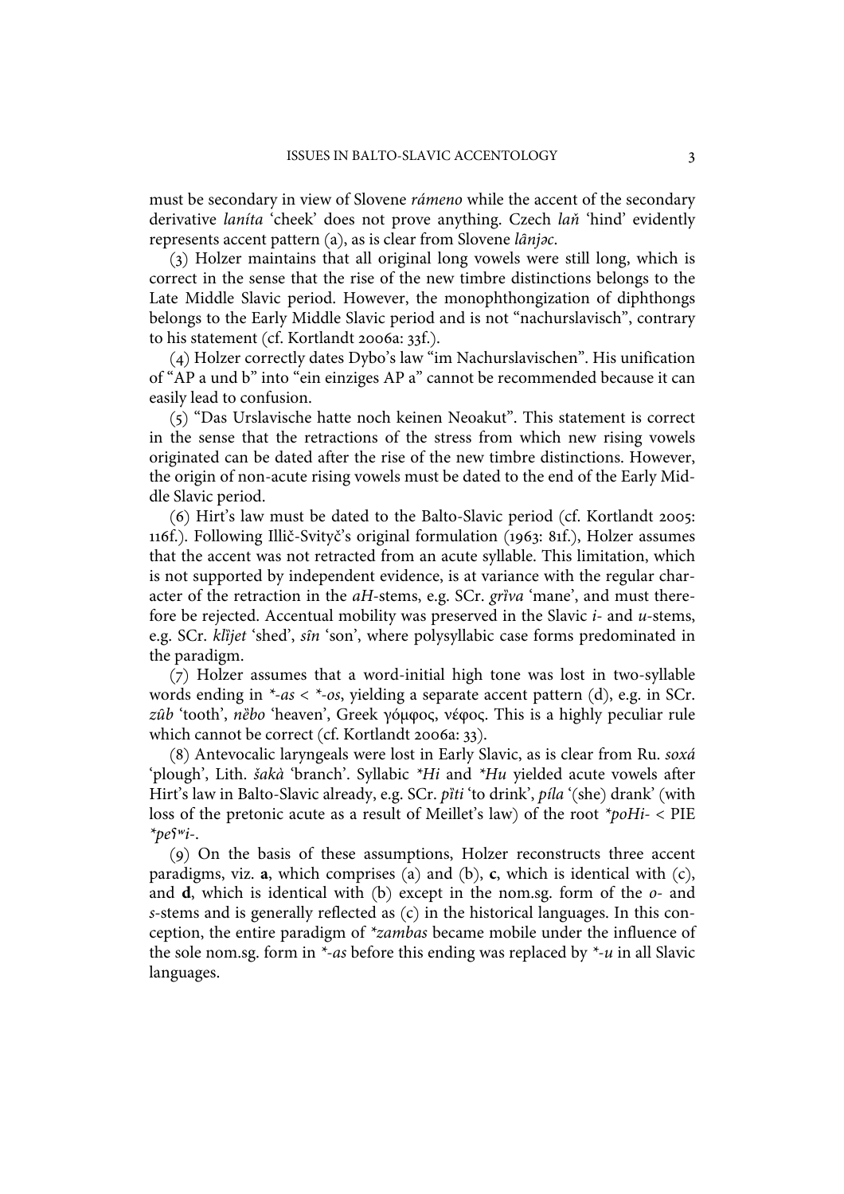must be secondary in view of Slovene *rámeno* while the accent of the secondary derivative *laníta* 'cheek' does not prove anything. Czech *laň* 'hind' evidently represents accent pattern (a), as is clear from Slovene *lânjəc*.

(3) Holzer maintains that all original long vowels were still long, which is correct in the sense that the rise of the new timbre distinctions belongs to the Late Middle Slavic period. However, the monophthongization of diphthongs belongs to the Early Middle Slavic period and is not "nachurslavisch", contrary to his statement (cf. Kortlandt 2006a: 33f.).

(4) Holzer correctly dates Dybo's law "im Nachurslavischen". His unification of "AP a und b" into "ein einziges AP a" cannot be recommended because it can easily lead to confusion.

(5) "Das Urslavische hatte noch keinen Neoakut". This statement is correct in the sense that the retractions of the stress from which new rising vowels originated can be dated after the rise of the new timbre distinctions. However, the origin of non-acute rising vowels must be dated to the end of the Early Middle Slavic period.

(6) Hirt's law must be dated to the Balto-Slavic period (cf. Kortlandt 2005: 116f.). Following Illič-Svityč's original formulation (1963: 81f.), Holzer assumes that the accent was not retracted from an acute syllable. This limitation, which is not supported by independent evidence, is at variance with the regular character of the retraction in the *aH*-stems, e.g. SCr. *grȉva* 'mane', and must therefore be rejected. Accentual mobility was preserved in the Slavic *i*- and *u*-stems, e.g. SCr. *klȉjet* 'shed', *sîn* 'son', where polysyllabic case forms predominated in the paradigm.

(7) Holzer assumes that a word-initial high tone was lost in two-syllable words ending in *\*-as* < *\*-os*, yielding a separate accent pattern (d), e.g. in SCr. *zûb* 'tooth', *nȅbo* 'heaven', Greek γόμφος, νέφος. This is a highly peculiar rule which cannot be correct (cf. Kortlandt 2006a: 33).

(8) Antevocalic laryngeals were lost in Early Slavic, as is clear from Ru. *soxá* 'plough', Lith. *šakà* 'branch'. Syllabic *\*Hi* and *\*Hu* yielded acute vowels after Hirt's law in Balto-Slavic already, e.g. SCr. *pȉti* 'to drink', *píla* '(she) drank' (with loss of the pretonic acute as a result of Meillet's law) of the root *\*poHi-* < PIE *\*peʕʷi-*.

(9) On the basis of these assumptions, Holzer reconstructs three accent paradigms, viz. **a**, which comprises (a) and (b), **c**, which is identical with (c), and **d**, which is identical with (b) except in the nom.sg. form of the *o*- and *s*-stems and is generally reflected as (c) in the historical languages. In this conception, the entire paradigm of *\*zambas* became mobile under the influence of the sole nom.sg. form in *\*-as* before this ending was replaced by *\*-u* in all Slavic languages.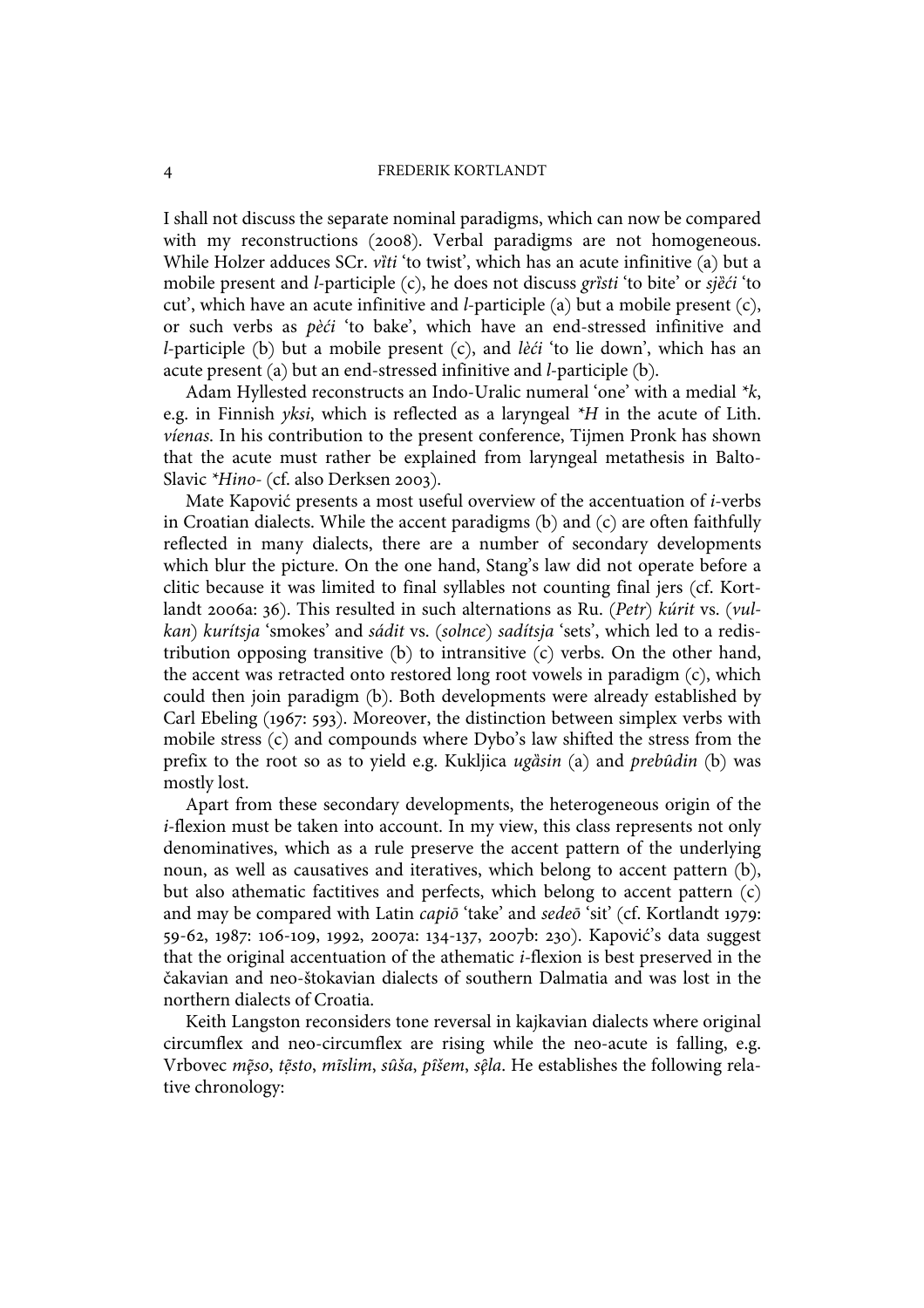I shall not discuss the separate nominal paradigms, which can now be compared with my reconstructions (2008). Verbal paradigms are not homogeneous. While Holzer adduces SCr. *vȉti* 'to twist', which has an acute infinitive (a) but a mobile present and *l*-participle (c), he does not discuss *grȉsti* 'to bite' or *sjȅći* 'to cut', which have an acute infinitive and *l*-participle (a) but a mobile present (c), or such verbs as *pèći* 'to bake', which have an end-stressed infinitive and *l*-participle (b) but a mobile present (c), and *lèći* 'to lie down', which has an acute present (a) but an end-stressed infinitive and *l*-participle (b).

Adam Hyllested reconstructs an Indo-Uralic numeral 'one' with a medial *\*k*, e.g. in Finnish *yksi*, which is reflected as a laryngeal *\*H* in the acute of Lith. *víenas*. In his contribution to the present conference, Tijmen Pronk has shown that the acute must rather be explained from laryngeal metathesis in Balto-Slavic *\*Hino-* (cf. also Derksen 2003).

Mate Kapović presents a most useful overview of the accentuation of *i*-verbs in Croatian dialects. While the accent paradigms (b) and (c) are often faithfully reflected in many dialects, there are a number of secondary developments which blur the picture. On the one hand, Stang's law did not operate before a clitic because it was limited to final syllables not counting final jers (cf. Kortlandt 2006a: 36). This resulted in such alternations as Ru. (*Petr*) *kúrit* vs. (*vulkan*) *kurítsja* 'smokes' and *sádit* vs. (*solnce*) *sadítsja* 'sets', which led to a redistribution opposing transitive (b) to intransitive (c) verbs. On the other hand, the accent was retracted onto restored long root vowels in paradigm (c), which could then join paradigm (b). Both developments were already established by Carl Ebeling (1967: 593). Moreover, the distinction between simplex verbs with mobile stress (c) and compounds where Dybo's law shifted the stress from the prefix to the root so as to yield e.g. Kukljica *ugȁsin* (a) and *prebûdin* (b) was mostly lost.

Apart from these secondary developments, the heterogeneous origin of the *i*-flexion must be taken into account. In my view, this class represents not only denominatives, which as a rule preserve the accent pattern of the underlying noun, as well as causatives and iteratives, which belong to accent pattern (b), but also athematic factitives and perfects, which belong to accent pattern (c) and may be compared with Latin *capiō* 'take' and *sedeō* 'sit' (cf. Kortlandt 1979: 59-62, 1987: 106-109, 1992, 2007a: 134-137, 2007b: 230). Kapović's data suggest that the original accentuation of the athematic *i*-flexion is best preserved in the čakavian and neo-štokavian dialects of southern Dalmatia and was lost in the northern dialects of Croatia.

Keith Langston reconsiders tone reversal in kajkavian dialects where original circumflex and neo-circumflex are rising while the neo-acute is falling, e.g. Vrbovec *mẹ̌so*, *tẹ̄sto*, *mīslim*, *sûša*, *pîšem*, *sệla*. He establishes the following relative chronology: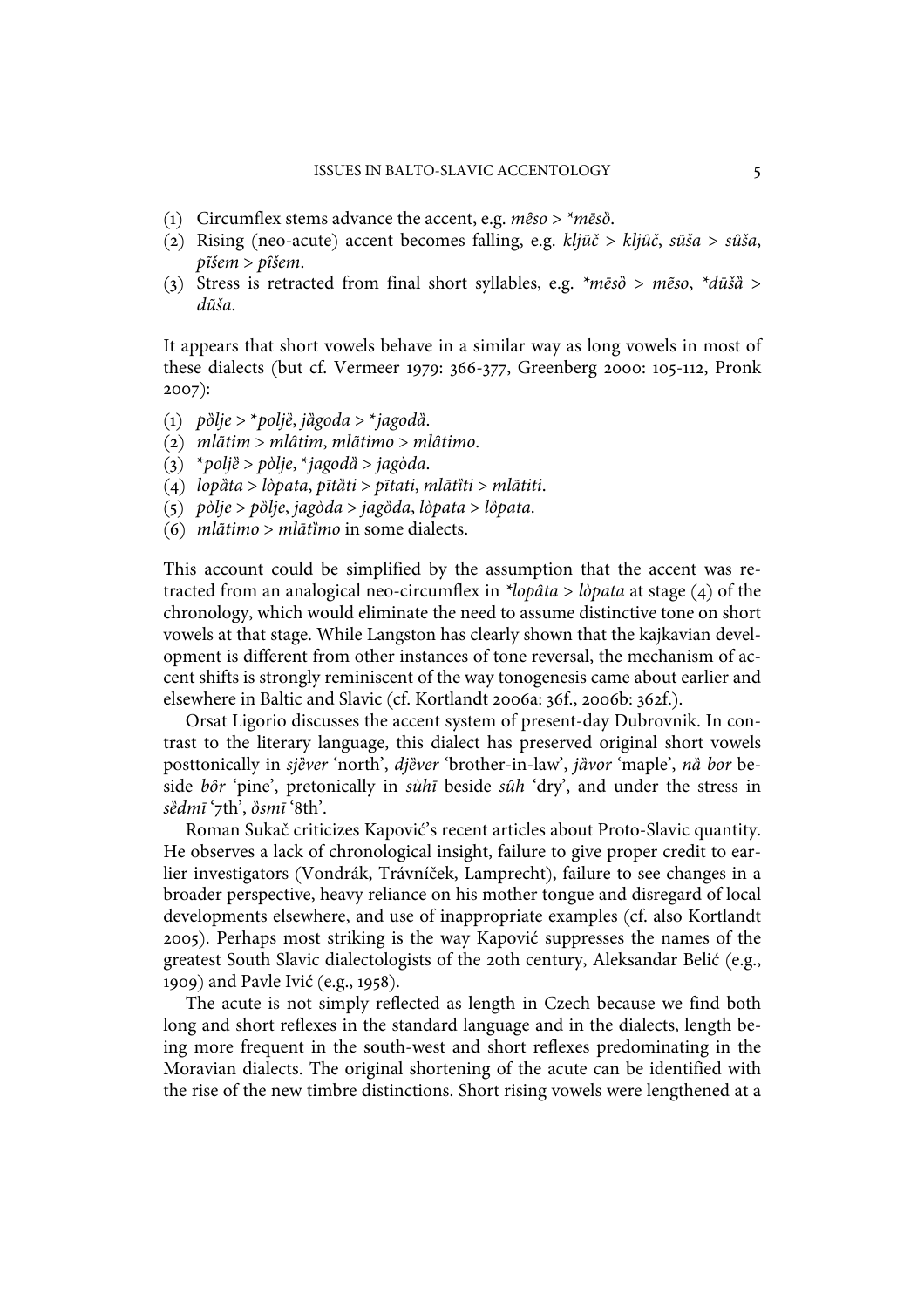(1) Circumflex stems advance the accent, e.g. *mêso* > *\*mēsȍ*.
(2) Rising (neo-acute) accent becomes falling, e.g. *ključ̃* > *ključ̂*, *sũša* > *sûša*, *pĩšem* > *pîšem*.
(3) Stress is retracted from final short syllables, e.g. *\*mēsȍ* > *mēso*, *\*dũšȁ* > *dũša*.

It appears that short vowels behave in a similar way as long vowels in most of these dialects (but cf. Vermeer 1979: 366-377, Greenberg 2000: 105-112, Pronk 2007):

(1) *pȍlje* > *\*poljȅ*, *jȁgoda* > *\*jagodȁ*.
(2) *mlãtim* > *mlâtim*, *mlãtimo* > *mlâtimo*.
(3) *\*poljȅ* > *pòlje*, *\*jagodȁ* > *jagòda*.
(4) *lopȁta* > *lòpata*, *pītȁti* > *pītati*, *mlātȉti* > *mlãtiti*.
(5) *pòlje* > *pȍlje*, *jagòda* > *jagȍda*, *lòpata* > *lȍpata*.
(6) *mlãtimo* > *mlātȉmo* in some dialects.

This account could be simplified by the assumption that the accent was retracted from an analogical neo-circumflex in *\*lopâta* > *lòpata* at stage (4) of the chronology, which would eliminate the need to assume distinctive tone on short vowels at that stage. While Langston has clearly shown that the kajkavian development is different from other instances of tone reversal, the mechanism of accent shifts is strongly reminiscent of the way tonogenesis came about earlier and elsewhere in Baltic and Slavic (cf. Kortlandt 2006a: 36f., 2006b: 362f.).

Orsat Ligorio discusses the accent system of present-day Dubrovnik. In contrast to the literary language, this dialect has preserved original short vowels posttonically in *sjȅver* 'north', *djȅver* 'brother-in-law', *jȁvor* 'maple', *nȁ bor* beside *bôr* 'pine', pretonically in *sùhī* beside *sûh* 'dry', and under the stress in *sȅdmī* '7th', *ȍsmī* '8th'.

Roman Sukač criticizes Kapović's recent articles about Proto-Slavic quantity. He observes a lack of chronological insight, failure to give proper credit to earlier investigators (Vondrák, Trávníček, Lamprecht), failure to see changes in a broader perspective, heavy reliance on his mother tongue and disregard of local developments elsewhere, and use of inappropriate examples (cf. also Kortlandt 2005). Perhaps most striking is the way Kapović suppresses the names of the greatest South Slavic dialectologists of the 20th century, Aleksandar Belić (e.g., 1909) and Pavle Ivić (e.g., 1958).

The acute is not simply reflected as length in Czech because we find both long and short reflexes in the standard language and in the dialects, length being more frequent in the south-west and short reflexes predominating in the Moravian dialects. The original shortening of the acute can be identified with the rise of the new timbre distinctions. Short rising vowels were lengthened at a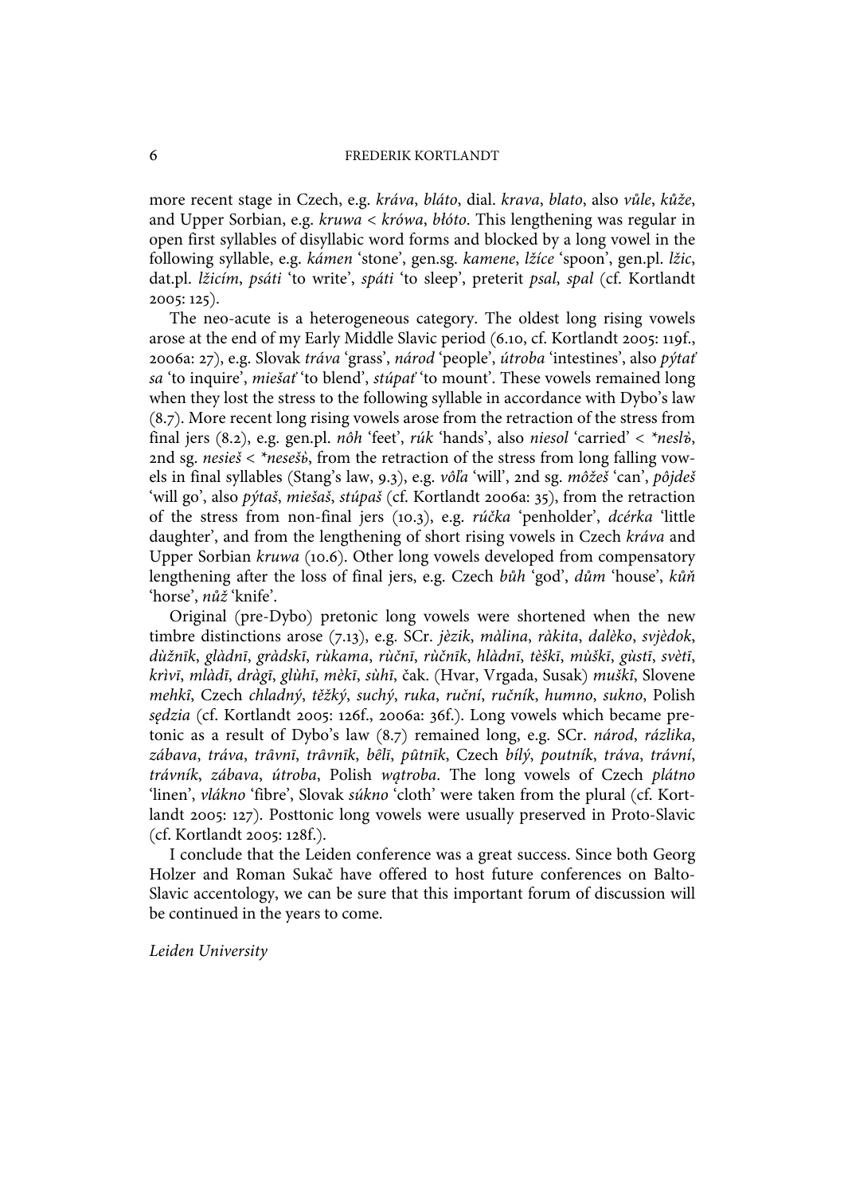more recent stage in Czech, e.g. *kráva*, *bláto*, dial. *krava*, *blato*, also *vůle*, *kůže*, and Upper Sorbian, e.g. *kruwa* < *krówa*, *błóto*. This lengthening was regular in open first syllables of disyllabic word forms and blocked by a long vowel in the following syllable, e.g. *kámen* 'stone', gen.sg. *kamene*, *lžíce* 'spoon', gen.pl. *lžic*, dat.pl. *lžicím*, *psáti* 'to write', *spáti* 'to sleep', preterit *psal*, *spal* (cf. Kortlandt 2005: 125).

The neo-acute is a heterogeneous category. The oldest long rising vowels arose at the end of my Early Middle Slavic period (6.10, cf. Kortlandt 2005: 119f., 2006a: 27), e.g. Slovak *tráva* 'grass', *národ* 'people', *útroba* 'intestines', also *pýtať sa* 'to inquire', *miešať* 'to blend', *stúpať* 'to mount'. These vowels remained long when they lost the stress to the following syllable in accordance with Dybo's law (8.7). More recent long rising vowels arose from the retraction of the stress from final jers (8.2), e.g. gen.pl. *nôh* 'feet', *rúk* 'hands', also *niesol* 'carried' < *\*neslъ̀*, 2nd sg. *nesieš* < *\*nesešь̀*, from the retraction of the stress from long falling vowels in final syllables (Stang's law, 9.3), e.g. *vôľa* 'will', 2nd sg. *môžeš* 'can', *pôjdeš* 'will go', also *pýtaš*, *miešaš*, *stúpaš* (cf. Kortlandt 2006a: 35), from the retraction of the stress from non-final jers (10.3), e.g. *rúčka* 'penholder', *dcérka* 'little daughter', and from the lengthening of short rising vowels in Czech *kráva* and Upper Sorbian *kruwa* (10.6). Other long vowels developed from compensatory lengthening after the loss of final jers, e.g. Czech *bůh* 'god', *dům* 'house', *kůň* 'horse', *nůž* 'knife'.

Original (pre-Dybo) pretonic long vowels were shortened when the new timbre distinctions arose (7.13), e.g. SCr. *jèzik*, *màlina*, *ràkita*, *dalèko*, *svjèdok*, *dùžnīk*, *glàdnī*, *gràdskī*, *rùkama*, *rùčnī*, *rùčnīk*, *hlàdnī*, *tèškī*, *mùškī*, *gùstī*, *svètī*, *krìvī*, *mlàdī*, *dràgī*, *glùhī*, *mèkī*, *sùhī*, čak. (Hvar, Vrgada, Susak) *muškî*, Slovene *mehkî*, Czech *chladný*, *těžký*, *suchý*, *ruka*, *ruční*, *ručník*, *humno*, *sukno*, Polish *sędzia* (cf. Kortlandt 2005: 126f., 2006a: 36f.). Long vowels which became pretonic as a result of Dybo's law (8.7) remained long, e.g. SCr. *národ*, *rázlika*, *zábava*, *tráva*, *trâvnī*, *trâvnīk*, *bêlī*, *pûtnīk*, Czech *bílý*, *poutník*, *tráva*, *travní*, *trávník*, *zábava*, *útroba*, Polish *wątroba*. The long vowels of Czech *plátno* 'linen', *vlákno* 'fibre', Slovak *súkno* 'cloth' were taken from the plural (cf. Kortlandt 2005: 127). Posttonic long vowels were usually preserved in Proto-Slavic (cf. Kortlandt 2005: 128f.).

I conclude that the Leiden conference was a great success. Since both Georg Holzer and Roman Sukač have offered to host future conferences on Balto-Slavic accentology, we can be sure that this important forum of discussion will be continued in the years to come.

*Leiden University*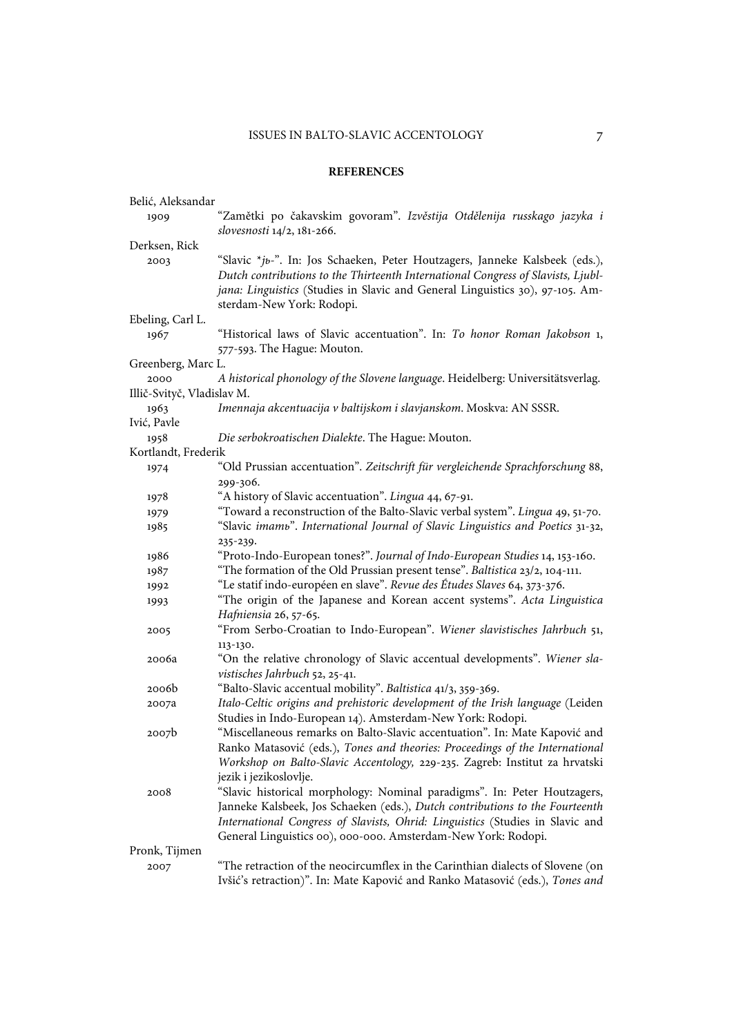## REFERENCES

Belić, Aleksandar

1909 "Zamětki po čakavskim govoram". *Izvěstija Otdělenija russkago jazyka i slovesnosti* 14/2, 181-266.

Derksen, Rick

2003 "Slavic *jь-". In: Jos Schaeken, Peter Houtzagers, Janneke Kalsbeek (eds.), *Dutch contributions to the Thirteenth International Congress of Slavists, Ljubljana: Linguistics* (Studies in Slavic and General Linguistics 30), 97-105. Amsterdam-New York: Rodopi.

Ebeling, Carl L.

1967 "Historical laws of Slavic accentuation". In: *To honor Roman Jakobson* 1, 577-593. The Hague: Mouton.

Greenberg, Marc L.

2000 *A historical phonology of the Slovene language*. Heidelberg: Universitätsverlag.

Illič-Svityč, Vladislav M.

1963 *Imennaja akcentuacija v baltijskom i slavjanskom*. Moskva: AN SSSR.

Ivić, Pavle

1958 *Die serbokroatischen Dialekte*. The Hague: Mouton.

Kortlandt, Frederik

1974 "Old Prussian accentuation". *Zeitschrift für vergleichende Sprachforschung* 88, 299-306.

1978 "A history of Slavic accentuation". *Lingua* 44, 67-91.

1979 "Toward a reconstruction of the Balto-Slavic verbal system". *Lingua* 49, 51-70.

1985 "Slavic *imamь*". *International Journal of Slavic Linguistics and Poetics* 31-32, 235-239.

1986 "Proto-Indo-European tones?". *Journal of Indo-European Studies* 14, 153-160.

1987 "The formation of the Old Prussian present tense". *Baltistica* 23/2, 104-111.

1992 "Le statif indo-européen en slave". *Revue des Études Slaves* 64, 373-376.

1993 "The origin of the Japanese and Korean accent systems". *Acta Linguistica Hafniensia* 26, 57-65.

2005 "From Serbo-Croatian to Indo-European". *Wiener slavistisches Jahrbuch* 51, 113-130.

2006a "On the relative chronology of Slavic accentual developments". *Wiener slavistisches Jahrbuch* 52, 25-41.

2006b "Balto-Slavic accentual mobility". *Baltistica* 41/3, 359-369.

2007a *Italo-Celtic origins and prehistoric development of the Irish language* (Leiden Studies in Indo-European 14). Amsterdam-New York: Rodopi.

2007b "Miscellaneous remarks on Balto-Slavic accentuation". In: Mate Kapović and Ranko Matasović (eds.), *Tones and theories: Proceedings of the International Workshop on Balto-Slavic Accentology,* 229-235. Zagreb: Institut za hrvatski jezik i jezikoslovlje.

2008 "Slavic historical morphology: Nominal paradigms". In: Peter Houtzagers, Janneke Kalsbeek, Jos Schaeken (eds.), *Dutch contributions to the Fourteenth International Congress of Slavists, Ohrid: Linguistics* (Studies in Slavic and General Linguistics 00), 000-000. Amsterdam-New York: Rodopi.

Pronk, Tijmen

2007 "The retraction of the neocircumflex in the Carinthian dialects of Slovene (on Ivšić's retraction)". In: Mate Kapović and Ranko Matasović (eds.), *Tones and*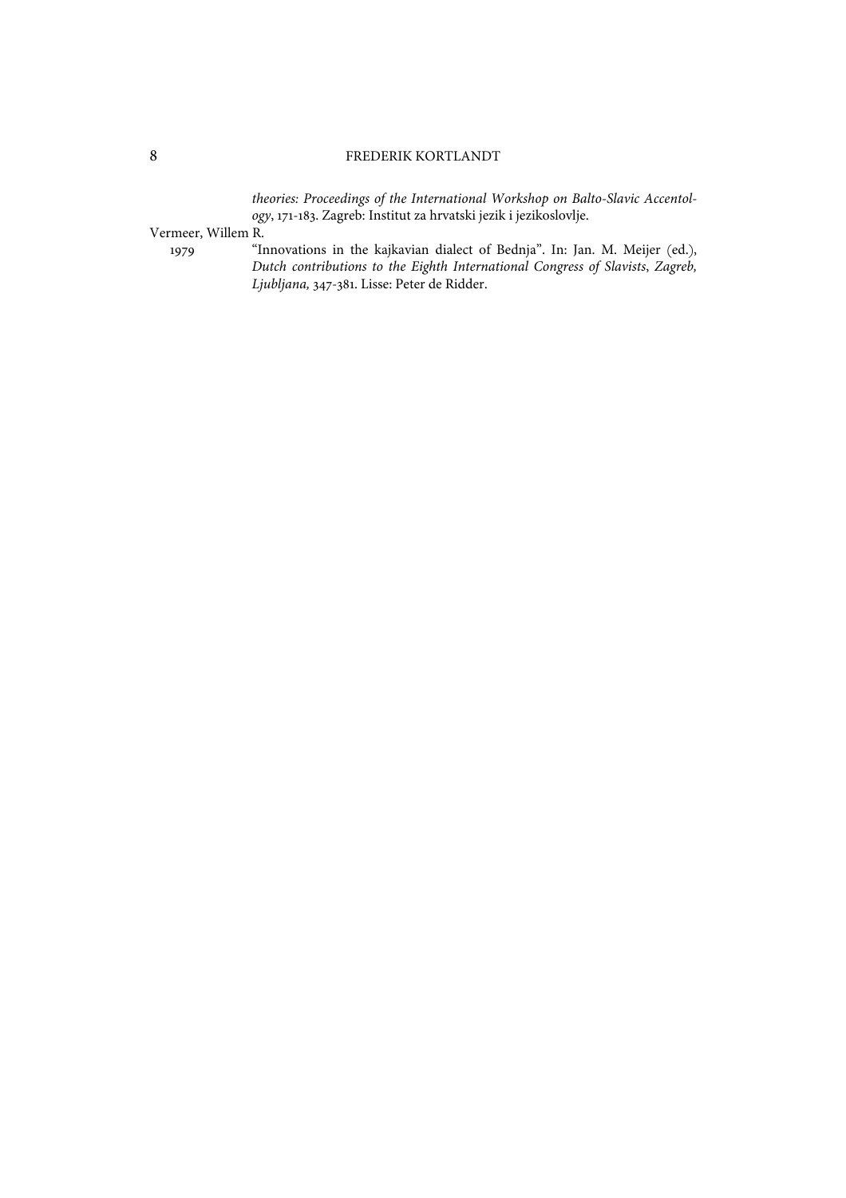*theories: Proceedings of the International Workshop on Balto-Slavic Accentology*, 171-183. Zagreb: Institut za hrvatski jezik i jezikoslovlje.

Vermeer, Willem R.

1979 "Innovations in the kajkavian dialect of Bednja". In: Jan. M. Meijer (ed.), *Dutch contributions to the Eighth International Congress of Slavists*, *Zagreb, Ljubljana*, 347-381. Lisse: Peter de Ridder.